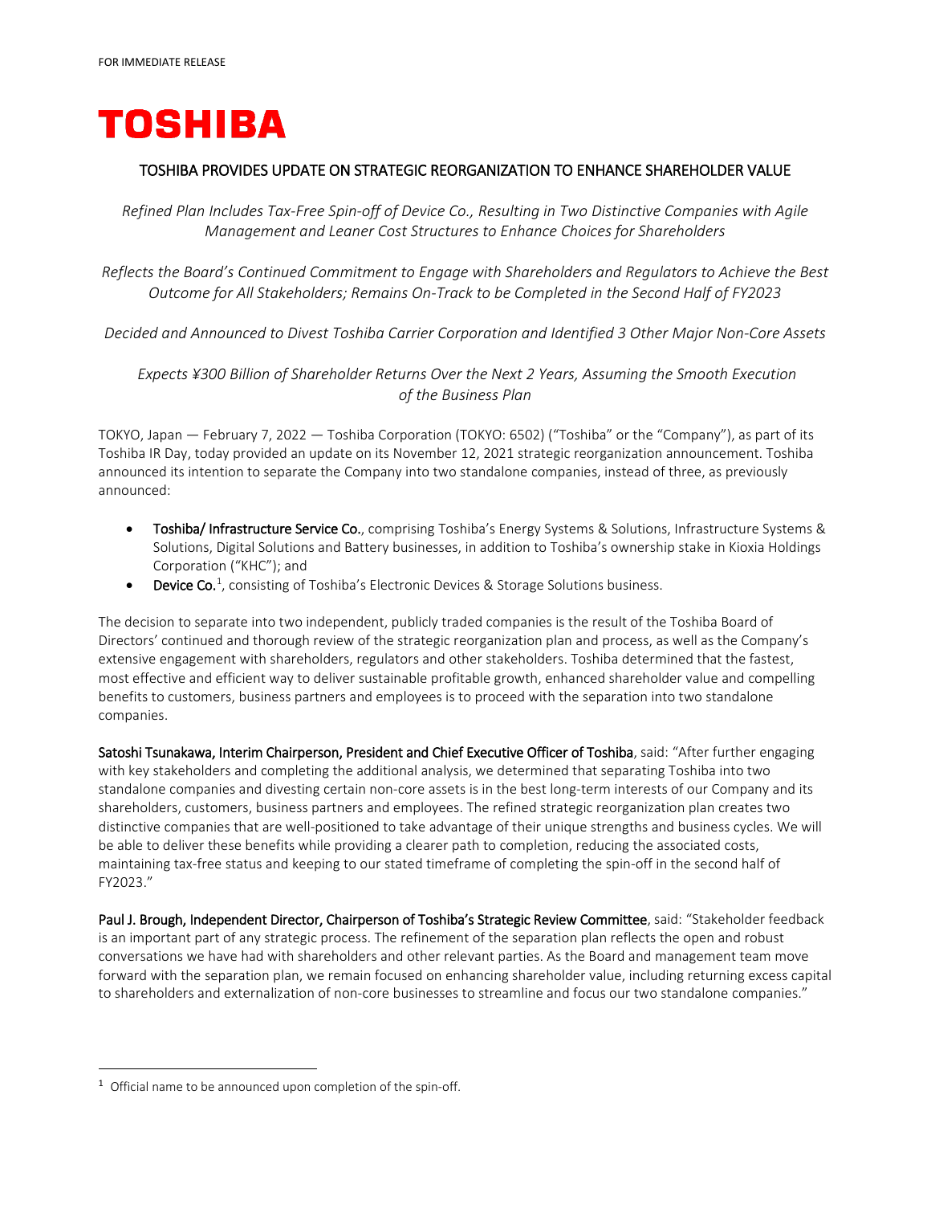FOR IMMEDIATE RELEASE

# TOSHIBA

## TOSHIBA PROVIDES UPDATE ON STRATEGIC REORGANIZATION TO ENHANCE SHAREHOLDER VALUE

*Refined Plan Includes Tax-Free Spin-off of Device Co., Resulting in Two Distinctive Companies with Agile Management and Leaner Cost Structures to Enhance Choices for Shareholders*

*Reflects the Board's Continued Commitment to Engage with Shareholders and Regulators to Achieve the Best Outcome for All Stakeholders; Remains On-Track to be Completed in the Second Half of FY2023*

*Decided and Announced to Divest Toshiba Carrier Corporation and Identified 3 Other Major Non-Core Assets*

*Expects ¥300 Billion of Shareholder Returns Over the Next 2 Years, Assuming the Smooth Execution of the Business Plan*

TOKYO, Japan — February 7, 2022 — Toshiba Corporation (TOKYO: 6502) ("Toshiba" or the "Company"), as part of its Toshiba IR Day, today provided an update on its November 12, 2021 strategic reorganization announcement. Toshiba announced its intention to separate the Company into two standalone companies, instead of three, as previously announced:

- **Toshiba/ Infrastructure Service Co.**, comprising Toshiba's Energy Systems & Solutions, Infrastructure Systems & Solutions, Digital Solutions and Battery businesses, in addition to Toshiba's ownership stake in Kioxia Holdings Corporation ("KHC"); and
- **Device Co.**[1], consisting of Toshiba's Electronic Devices & Storage Solutions business.

The decision to separate into two independent, publicly traded companies is the result of the Toshiba Board of Directors' continued and thorough review of the strategic reorganization plan and process, as well as the Company's extensive engagement with shareholders, regulators and other stakeholders. Toshiba determined that the fastest, most effective and efficient way to deliver sustainable profitable growth, enhanced shareholder value and compelling benefits to customers, business partners and employees is to proceed with the separation into two standalone companies.

**Satoshi Tsunakawa, Interim Chairperson, President and Chief Executive Officer of Toshiba**, said: "After further engaging with key stakeholders and completing the additional analysis, we determined that separating Toshiba into two standalone companies and divesting certain non-core assets is in the best long-term interests of our Company and its shareholders, customers, business partners and employees. The refined strategic reorganization plan creates two distinctive companies that are well-positioned to take advantage of their unique strengths and business cycles. We will be able to deliver these benefits while providing a clearer path to completion, reducing the associated costs, maintaining tax-free status and keeping to our stated timeframe of completing the spin-off in the second half of FY2023."

**Paul J. Brough, Independent Director, Chairperson of Toshiba's Strategic Review Committee**, said: "Stakeholder feedback is an important part of any strategic process. The refinement of the separation plan reflects the open and robust conversations we have had with shareholders and other relevant parties. As the Board and management team move forward with the separation plan, we remain focused on enhancing shareholder value, including returning excess capital to shareholders and externalization of non-core businesses to streamline and focus our two standalone companies."

[1] Official name to be announced upon completion of the spin-off.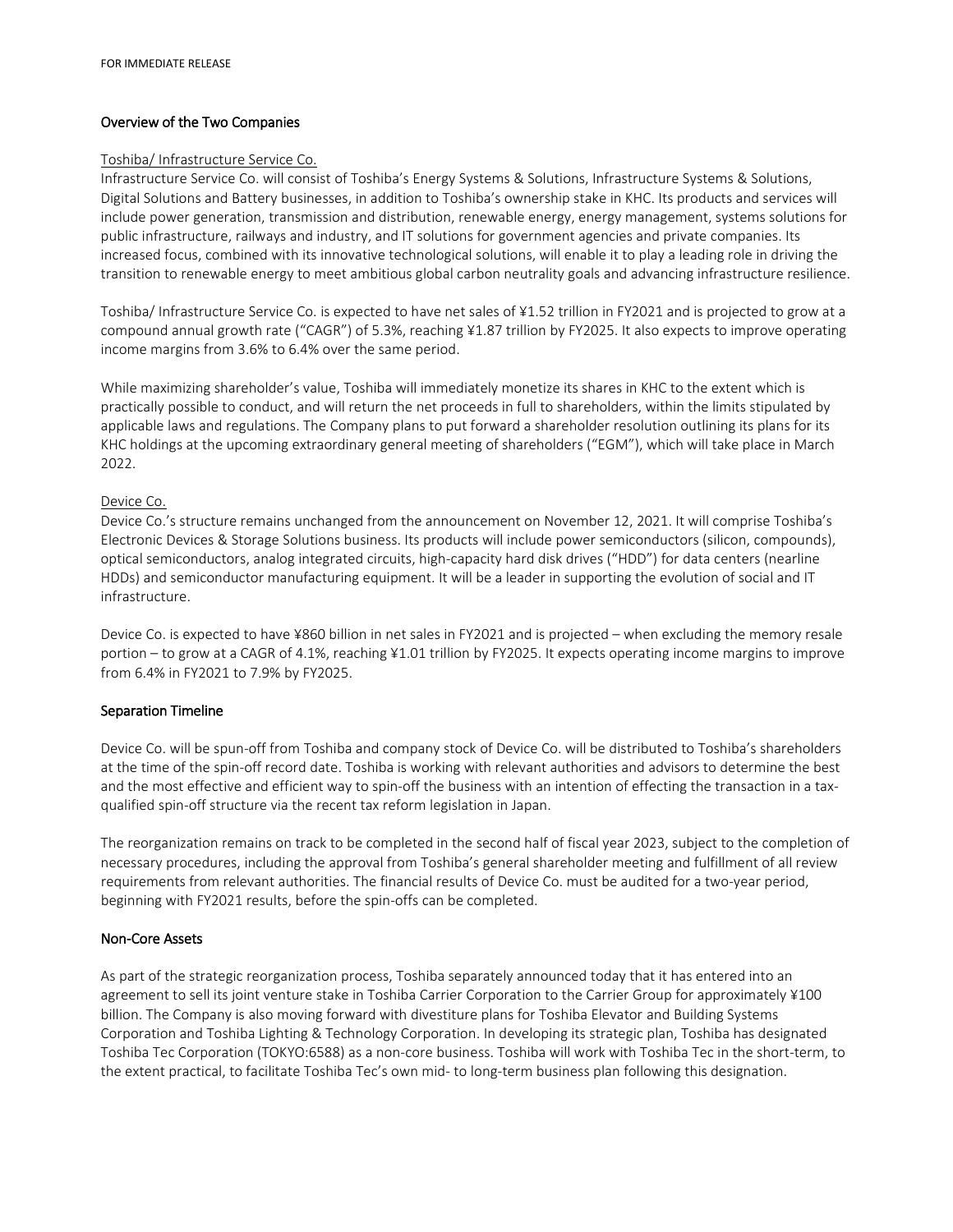## Overview of the Two Companies

### Toshiba/ Infrastructure Service Co.

Infrastructure Service Co. will consist of Toshiba's Energy Systems & Solutions, Infrastructure Systems & Solutions, Digital Solutions and Battery businesses, in addition to Toshiba's ownership stake in KHC. Its products and services will include power generation, transmission and distribution, renewable energy, energy management, systems solutions for public infrastructure, railways and industry, and IT solutions for government agencies and private companies. Its increased focus, combined with its innovative technological solutions, will enable it to play a leading role in driving the transition to renewable energy to meet ambitious global carbon neutrality goals and advancing infrastructure resilience.

Toshiba/ Infrastructure Service Co. is expected to have net sales of ¥1.52 trillion in FY2021 and is projected to grow at a compound annual growth rate ("CAGR") of 5.3%, reaching ¥1.87 trillion by FY2025. It also expects to improve operating income margins from 3.6% to 6.4% over the same period.

While maximizing shareholder's value, Toshiba will immediately monetize its shares in KHC to the extent which is practically possible to conduct, and will return the net proceeds in full to shareholders, within the limits stipulated by applicable laws and regulations. The Company plans to put forward a shareholder resolution outlining its plans for its KHC holdings at the upcoming extraordinary general meeting of shareholders ("EGM"), which will take place in March 2022.

### Device Co.

Device Co.'s structure remains unchanged from the announcement on November 12, 2021. It will comprise Toshiba's Electronic Devices & Storage Solutions business. Its products will include power semiconductors (silicon, compounds), optical semiconductors, analog integrated circuits, high-capacity hard disk drives ("HDD") for data centers (nearline HDDs) and semiconductor manufacturing equipment. It will be a leader in supporting the evolution of social and IT infrastructure.

Device Co. is expected to have ¥860 billion in net sales in FY2021 and is projected – when excluding the memory resale portion – to grow at a CAGR of 4.1%, reaching ¥1.01 trillion by FY2025. It expects operating income margins to improve from 6.4% in FY2021 to 7.9% by FY2025.

## Separation Timeline

Device Co. will be spun-off from Toshiba and company stock of Device Co. will be distributed to Toshiba's shareholders at the time of the spin-off record date. Toshiba is working with relevant authorities and advisors to determine the best and the most effective and efficient way to spin-off the business with an intention of effecting the transaction in a tax-qualified spin-off structure via the recent tax reform legislation in Japan.

The reorganization remains on track to be completed in the second half of fiscal year 2023, subject to the completion of necessary procedures, including the approval from Toshiba's general shareholder meeting and fulfillment of all review requirements from relevant authorities. The financial results of Device Co. must be audited for a two-year period, beginning with FY2021 results, before the spin-offs can be completed.

## Non-Core Assets

As part of the strategic reorganization process, Toshiba separately announced today that it has entered into an agreement to sell its joint venture stake in Toshiba Carrier Corporation to the Carrier Group for approximately ¥100 billion. The Company is also moving forward with divestiture plans for Toshiba Elevator and Building Systems Corporation and Toshiba Lighting & Technology Corporation. In developing its strategic plan, Toshiba has designated Toshiba Tec Corporation (TOKYO:6588) as a non-core business. Toshiba will work with Toshiba Tec in the short-term, to the extent practical, to facilitate Toshiba Tec's own mid- to long-term business plan following this designation.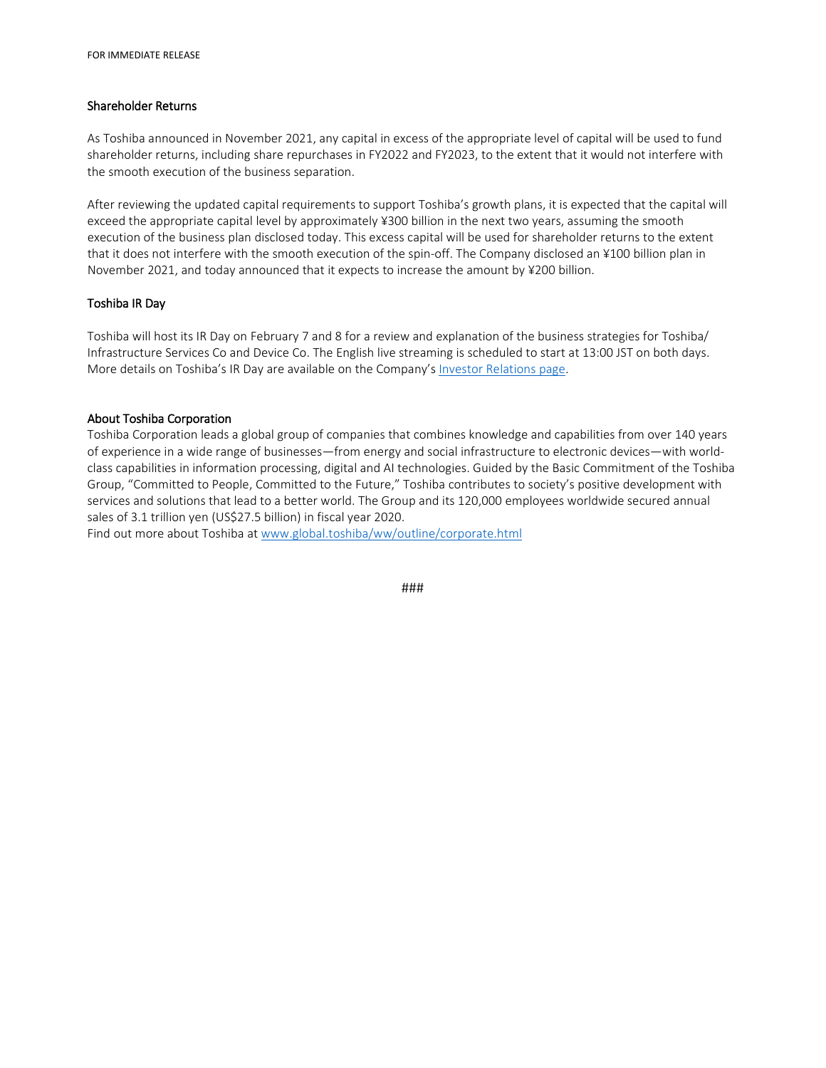## Shareholder Returns

As Toshiba announced in November 2021, any capital in excess of the appropriate level of capital will be used to fund shareholder returns, including share repurchases in FY2022 and FY2023, to the extent that it would not interfere with the smooth execution of the business separation.

After reviewing the updated capital requirements to support Toshiba's growth plans, it is expected that the capital will exceed the appropriate capital level by approximately ¥300 billion in the next two years, assuming the smooth execution of the business plan disclosed today. This excess capital will be used for shareholder returns to the extent that it does not interfere with the smooth execution of the spin-off. The Company disclosed an ¥100 billion plan in November 2021, and today announced that it expects to increase the amount by ¥200 billion.

## Toshiba IR Day

Toshiba will host its IR Day on February 7 and 8 for a review and explanation of the business strategies for Toshiba/ Infrastructure Services Co and Device Co. The English live streaming is scheduled to start at 13:00 JST on both days. More details on Toshiba's IR Day are available on the Company's Investor Relations page.

## About Toshiba Corporation

Toshiba Corporation leads a global group of companies that combines knowledge and capabilities from over 140 years of experience in a wide range of businesses—from energy and social infrastructure to electronic devices—with world-class capabilities in information processing, digital and AI technologies. Guided by the Basic Commitment of the Toshiba Group, "Committed to People, Committed to the Future," Toshiba contributes to society's positive development with services and solutions that lead to a better world. The Group and its 120,000 employees worldwide secured annual sales of 3.1 trillion yen (US$27.5 billion) in fiscal year 2020.
Find out more about Toshiba at www.global.toshiba/ww/outline/corporate.html

###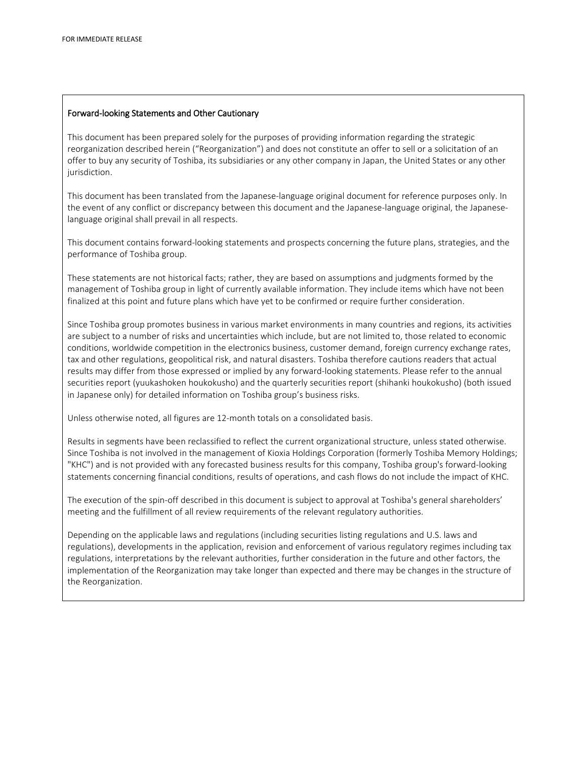FOR IMMEDIATE RELEASE

## Forward-looking Statements and Other Cautionary

This document has been prepared solely for the purposes of providing information regarding the strategic reorganization described herein ("Reorganization") and does not constitute an offer to sell or a solicitation of an offer to buy any security of Toshiba, its subsidiaries or any other company in Japan, the United States or any other jurisdiction.

This document has been translated from the Japanese-language original document for reference purposes only. In the event of any conflict or discrepancy between this document and the Japanese-language original, the Japanese-language original shall prevail in all respects.

This document contains forward-looking statements and prospects concerning the future plans, strategies, and the performance of Toshiba group.

These statements are not historical facts; rather, they are based on assumptions and judgments formed by the management of Toshiba group in light of currently available information. They include items which have not been finalized at this point and future plans which have yet to be confirmed or require further consideration.

Since Toshiba group promotes business in various market environments in many countries and regions, its activities are subject to a number of risks and uncertainties which include, but are not limited to, those related to economic conditions, worldwide competition in the electronics business, customer demand, foreign currency exchange rates, tax and other regulations, geopolitical risk, and natural disasters. Toshiba therefore cautions readers that actual results may differ from those expressed or implied by any forward-looking statements. Please refer to the annual securities report (yuukashoken houkokusho) and the quarterly securities report (shihanki houkokusho) (both issued in Japanese only) for detailed information on Toshiba group's business risks.

Unless otherwise noted, all figures are 12-month totals on a consolidated basis.

Results in segments have been reclassified to reflect the current organizational structure, unless stated otherwise. Since Toshiba is not involved in the management of Kioxia Holdings Corporation (formerly Toshiba Memory Holdings; "KHC") and is not provided with any forecasted business results for this company, Toshiba group's forward-looking statements concerning financial conditions, results of operations, and cash flows do not include the impact of KHC.

The execution of the spin-off described in this document is subject to approval at Toshiba's general shareholders' meeting and the fulfillment of all review requirements of the relevant regulatory authorities.

Depending on the applicable laws and regulations (including securities listing regulations and U.S. laws and regulations), developments in the application, revision and enforcement of various regulatory regimes including tax regulations, interpretations by the relevant authorities, further consideration in the future and other factors, the implementation of the Reorganization may take longer than expected and there may be changes in the structure of the Reorganization.